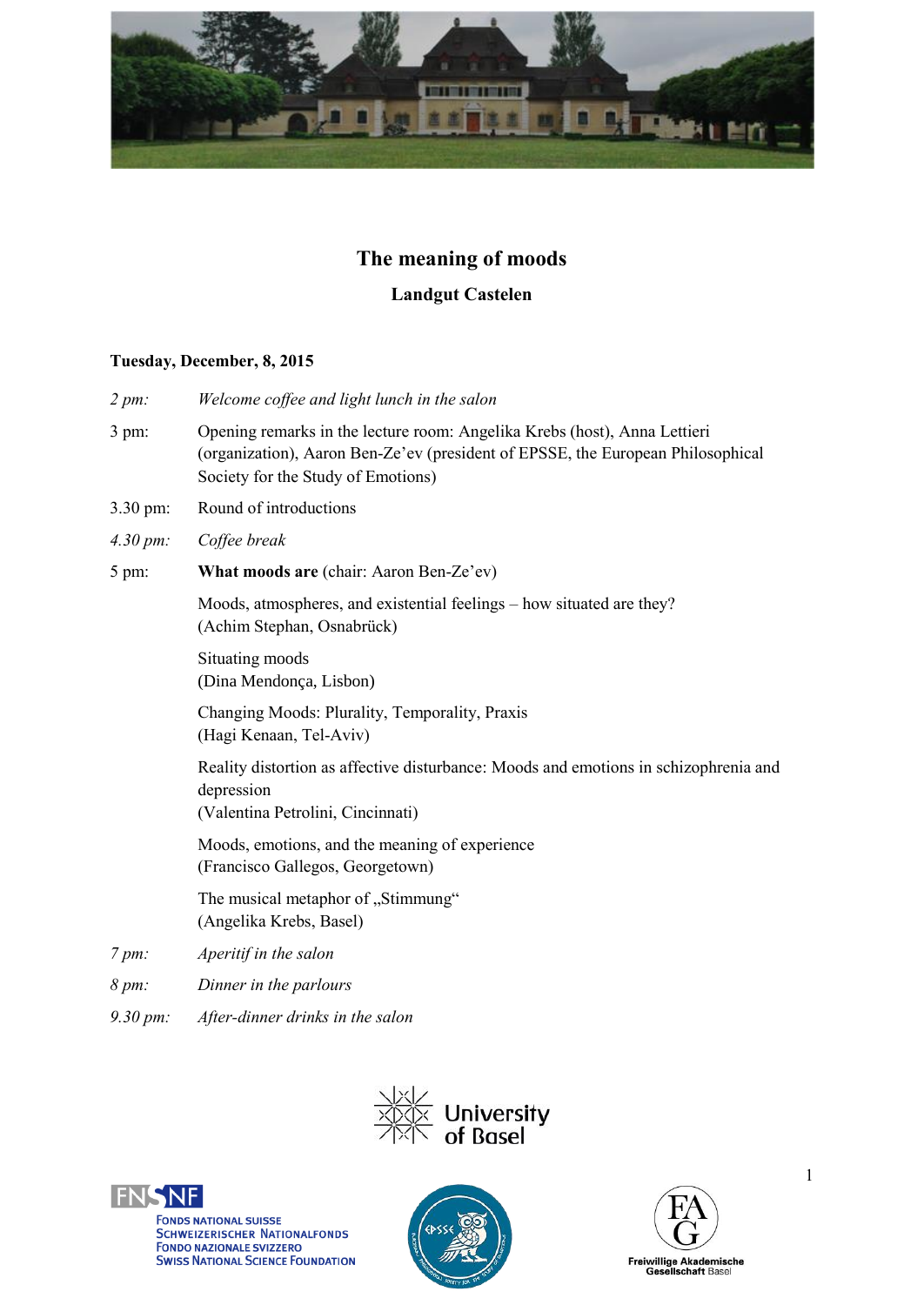# The meaning of moods

## Landgut Castelen

**Tuesday, December, 8, 2015**

| | |
|---|---|
| *2 pm:* | *Welcome coffee and light lunch in the salon* |
| 3 pm: | Opening remarks in the lecture room: Angelika Krebs (host), Anna Lettieri (organization), Aaron Ben-Ze'ev (president of EPSSE, the European Philosophical Society for the Study of Emotions) |
| 3.30 pm: | Round of introductions |
| *4.30 pm:* | *Coffee break* |
| 5 pm: | **What moods are** (chair: Aaron Ben-Ze'ev) |
| | Moods, atmospheres, and existential feelings – how situated are they? (Achim Stephan, Osnabrück) |
| | Situating moods (Dina Mendonça, Lisbon) |
| | Changing Moods: Plurality, Temporality, Praxis (Hagi Kenaan, Tel-Aviv) |
| | Reality distortion as affective disturbance: Moods and emotions in schizophrenia and depression (Valentina Petrolini, Cincinnati) |
| | Moods, emotions, and the meaning of experience (Francisco Gallegos, Georgetown) |
| | The musical metaphor of „Stimmung" (Angelika Krebs, Basel) |
| *7 pm:* | *Aperitif in the salon* |
| *8 pm:* | *Dinner in the parlours* |
| *9.30 pm:* | *After-dinner drinks in the salon* |

University of Basel

FNSNF – Fonds National Suisse, Schweizerischer Nationalfonds, Fondo Nazionale Svizzero, Swiss National Science Foundation

EPSSE

FAG – Freiwillige Akademische Gesellschaft Basel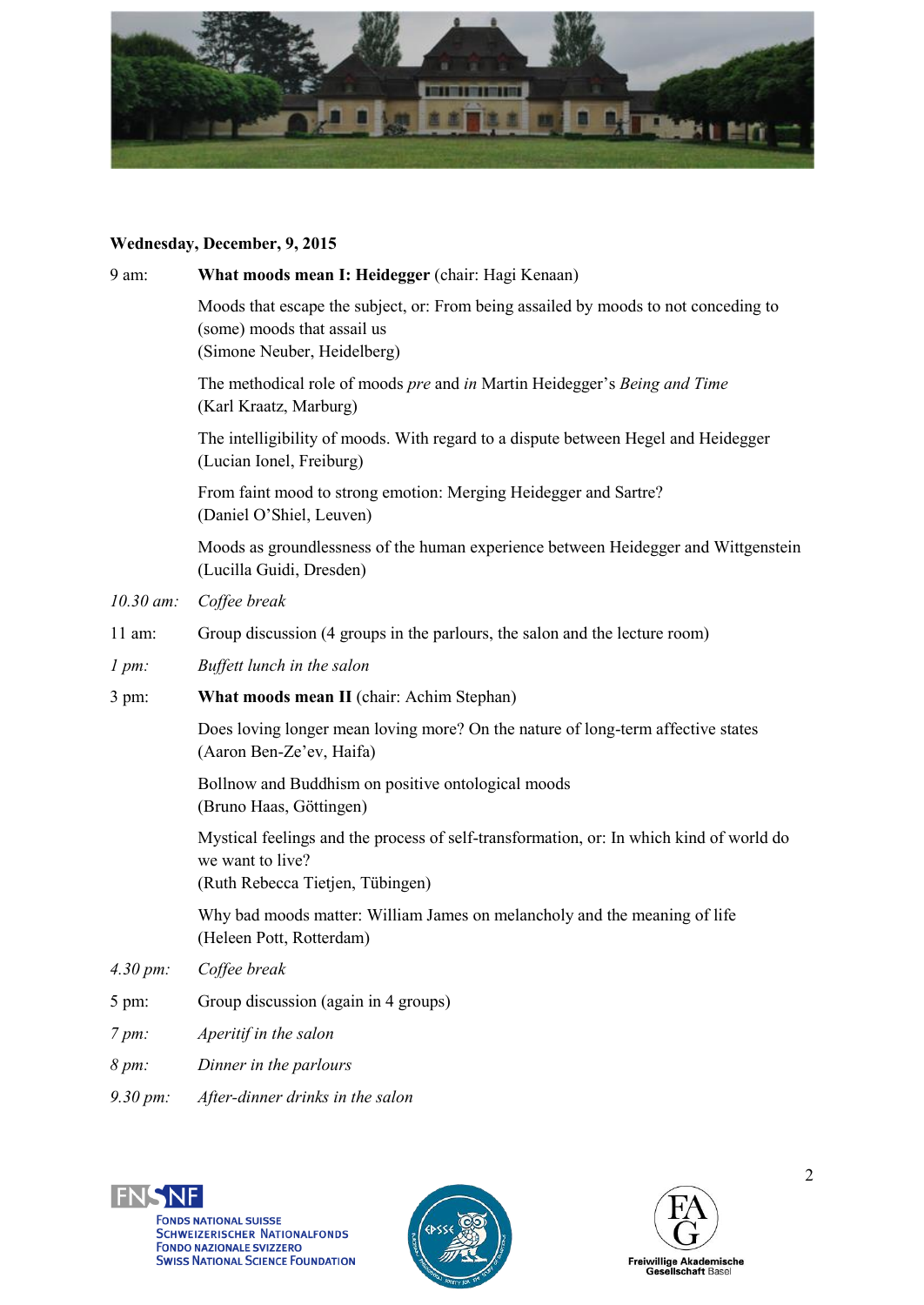**Wednesday, December, 9, 2015**

9 am: **What moods mean I: Heidegger** (chair: Hagi Kenaan)

Moods that escape the subject, or: From being assailed by moods to not conceding to (some) moods that assail us
(Simone Neuber, Heidelberg)

The methodical role of moods *pre* and *in* Martin Heidegger's *Being and Time*
(Karl Kraatz, Marburg)

The intelligibility of moods. With regard to a dispute between Hegel and Heidegger
(Lucian Ionel, Freiburg)

From faint mood to strong emotion: Merging Heidegger and Sartre?
(Daniel O'Shiel, Leuven)

Moods as groundlessness of the human experience between Heidegger and Wittgenstein
(Lucilla Guidi, Dresden)

*10.30 am: Coffee break*

11 am: Group discussion (4 groups in the parlours, the salon and the lecture room)

*1 pm: Buffett lunch in the salon*

3 pm: **What moods mean II** (chair: Achim Stephan)

Does loving longer mean loving more? On the nature of long-term affective states
(Aaron Ben-Ze'ev, Haifa)

Bollnow and Buddhism on positive ontological moods
(Bruno Haas, Göttingen)

Mystical feelings and the process of self-transformation, or: In which kind of world do we want to live?
(Ruth Rebecca Tietjen, Tübingen)

Why bad moods matter: William James on melancholy and the meaning of life
(Heleen Pott, Rotterdam)

*4.30 pm: Coffee break*

5 pm: Group discussion (again in 4 groups)

*7 pm: Aperitif in the salon*

*8 pm: Dinner in the parlours*

*9.30 pm: After-dinner drinks in the salon*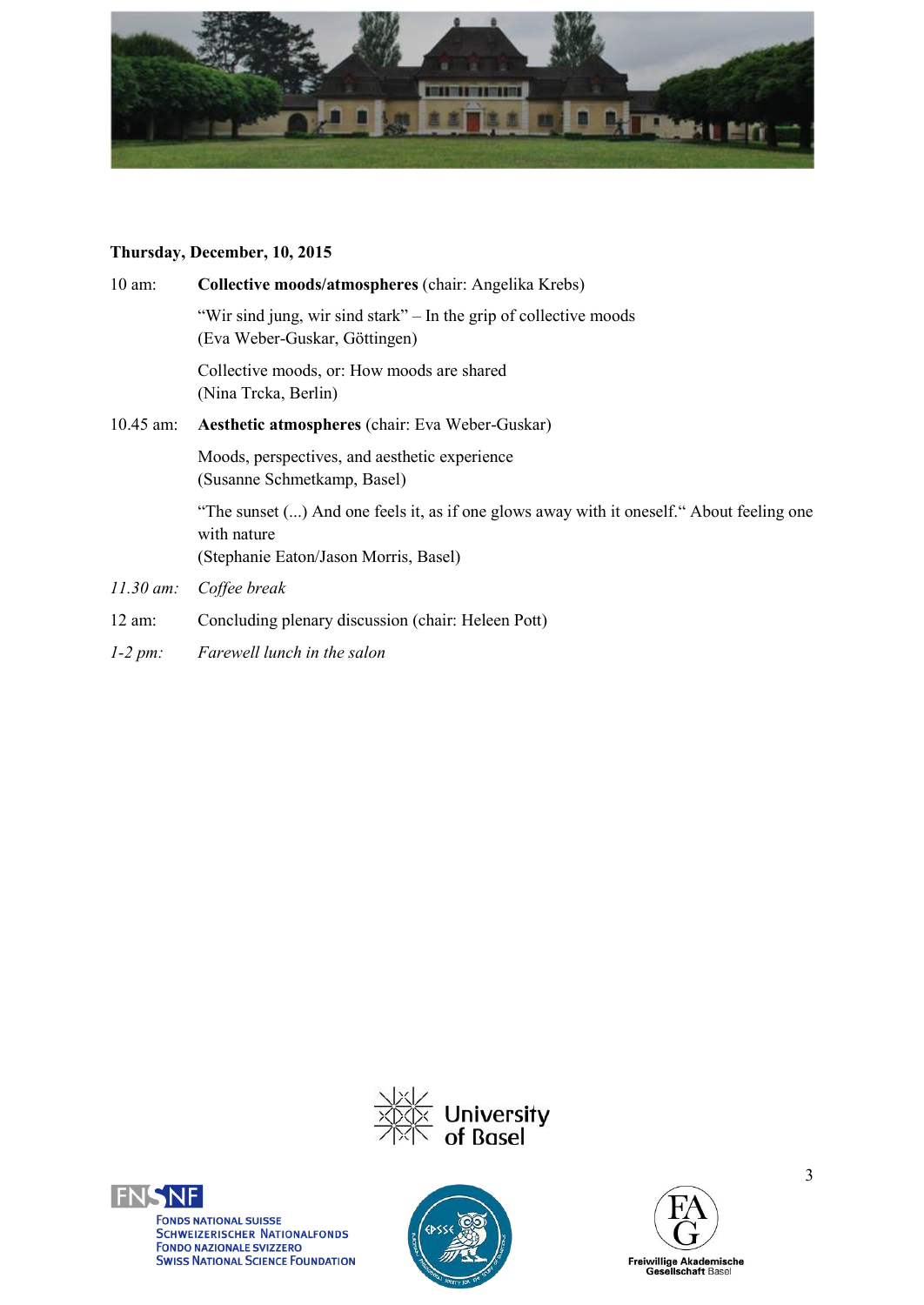**Thursday, December, 10, 2015**

| | |
|---|---|
| 10 am: | **Collective moods/atmospheres** (chair: Angelika Krebs) |
| | "Wir sind jung, wir sind stark" – In the grip of collective moods (Eva Weber-Guskar, Göttingen) |
| | Collective moods, or: How moods are shared (Nina Trcka, Berlin) |
| 10.45 am: | **Aesthetic atmospheres** (chair: Eva Weber-Guskar) |
| | Moods, perspectives, and aesthetic experience (Susanne Schmetkamp, Basel) |
| | "The sunset (...) And one feels it, as if one glows away with it oneself." About feeling one with nature (Stephanie Eaton/Jason Morris, Basel) |
| *11.30 am:* | *Coffee break* |
| 12 am: | Concluding plenary discussion (chair: Heleen Pott) |
| *1-2 pm:* | *Farewell lunch in the salon* |

University of Basel

FNSNF
FONDS NATIONAL SUISSE
SCHWEIZERISCHER NATIONALFONDS
FONDO NAZIONALE SVIZZERO
SWISS NATIONAL SCIENCE FOUNDATION

FAG
Freiwillige Akademische Gesellschaft Basel